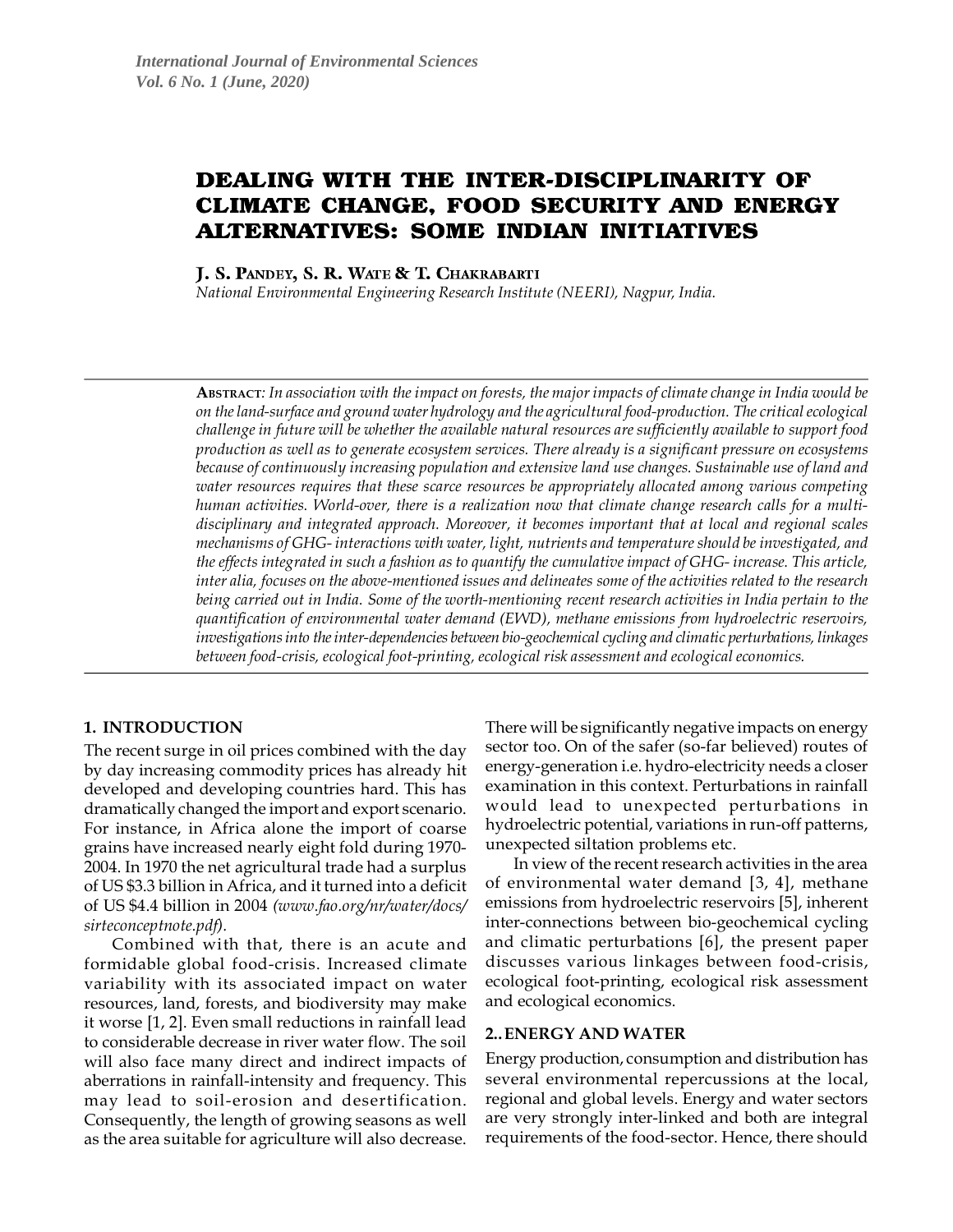# DEALING WITH THE INTER-DISCIPLINARITY OF CLIMATE CHANGE, FOOD SECURITY AND ENERGY ALTERNATIVES: SOME INDIAN INITIATIVES

**J. S. Pandey, S. R. Wate & T. Chakrabarti**

*National Environmental Engineering Research Institute (NEERI), Nagpur, India.*

**Abstract**: *In association with the impact on forests, the major impacts of climate change in India would be on the land-surface and ground water hydrology and the agricultural food-production. The critical ecological challenge in future will be whether the available natural resources are sufficiently available to support food production as well as to generate ecosystem services. There already is a significant pressure on ecosystems because of continuously increasing population and extensive land use changes. Sustainable use of land and water resources requires that these scarce resources be appropriately allocated among various competing human activities. World-over, there is a realization now that climate change research calls for a multi-disciplinary and integrated approach. Moreover, it becomes important that at local and regional scales mechanisms of GHG- interactions with water, light, nutrients and temperature should be investigated, and the effects integrated in such a fashion as to quantify the cumulative impact of GHG- increase. This article, inter alia, focuses on the above-mentioned issues and delineates some of the activities related to the research being carried out in India. Some of the worth-mentioning recent research activities in India pertain to the quantification of environmental water demand (EWD), methane emissions from hydroelectric reservoirs, investigations into the inter-dependencies between bio-geochemical cycling and climatic perturbations, linkages between food-crisis, ecological foot-printing, ecological risk assessment and ecological economics.*

## 1. INTRODUCTION

The recent surge in oil prices combined with the day by day increasing commodity prices has already hit developed and developing countries hard. This has dramatically changed the import and export scenario. For instance, in Africa alone the import of coarse grains have increased nearly eight fold during 1970-2004. In 1970 the net agricultural trade had a surplus of US $3.3 billion in Africa, and it turned into a deficit of US $4.4 billion in 2004 *(www.fao.org/nr/water/docs/sirteconceptnote.pdf)*.

Combined with that, there is an acute and formidable global food-crisis. Increased climate variability with its associated impact on water resources, land, forests, and biodiversity may make it worse [1, 2]. Even small reductions in rainfall lead to considerable decrease in river water flow. The soil will also face many direct and indirect impacts of aberrations in rainfall-intensity and frequency. This may lead to soil-erosion and desertification. Consequently, the length of growing seasons as well as the area suitable for agriculture will also decrease. There will be significantly negative impacts on energy sector too. On of the safer (so-far believed) routes of energy-generation i.e. hydro-electricity needs a closer examination in this context. Perturbations in rainfall would lead to unexpected perturbations in hydroelectric potential, variations in run-off patterns, unexpected siltation problems etc.

In view of the recent research activities in the area of environmental water demand [3, 4], methane emissions from hydroelectric reservoirs [5], inherent inter-connections between bio-geochemical cycling and climatic perturbations [6], the present paper discusses various linkages between food-crisis, ecological foot-printing, ecological risk assessment and ecological economics.

## 2.. ENERGY AND WATER

Energy production, consumption and distribution has several environmental repercussions at the local, regional and global levels. Energy and water sectors are very strongly inter-linked and both are integral requirements of the food-sector. Hence, there should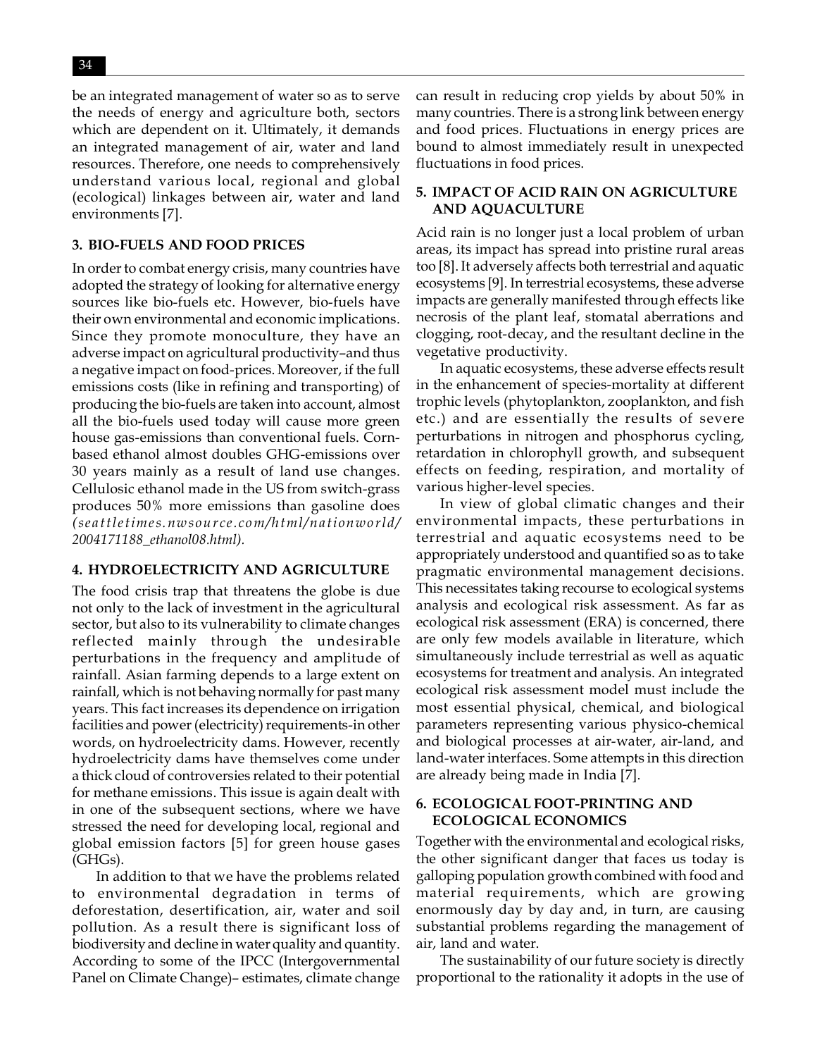be an integrated management of water so as to serve the needs of energy and agriculture both, sectors which are dependent on it. Ultimately, it demands an integrated management of air, water and land resources. Therefore, one needs to comprehensively understand various local, regional and global (ecological) linkages between air, water and land environments [7].

## 3. BIO-FUELS AND FOOD PRICES

In order to combat energy crisis, many countries have adopted the strategy of looking for alternative energy sources like bio-fuels etc. However, bio-fuels have their own environmental and economic implications. Since they promote monoculture, they have an adverse impact on agricultural productivity–and thus a negative impact on food-prices. Moreover, if the full emissions costs (like in refining and transporting) of producing the bio-fuels are taken into account, almost all the bio-fuels used today will cause more green house gas-emissions than conventional fuels. Corn-based ethanol almost doubles GHG-emissions over 30 years mainly as a result of land use changes. Cellulosic ethanol made in the US from switch-grass produces 50% more emissions than gasoline does *(seattletimes.nwsource.com/html/nationworld/2004171188_ethanol08.html).*

## 4. HYDROELECTRICITY AND AGRICULTURE

The food crisis trap that threatens the globe is due not only to the lack of investment in the agricultural sector, but also to its vulnerability to climate changes reflected mainly through the undesirable perturbations in the frequency and amplitude of rainfall. Asian farming depends to a large extent on rainfall, which is not behaving normally for past many years. This fact increases its dependence on irrigation facilities and power (electricity) requirements-in other words, on hydroelectricity dams. However, recently hydroelectricity dams have themselves come under a thick cloud of controversies related to their potential for methane emissions. This issue is again dealt with in one of the subsequent sections, where we have stressed the need for developing local, regional and global emission factors [5] for green house gases (GHGs).

In addition to that we have the problems related to environmental degradation in terms of deforestation, desertification, air, water and soil pollution. As a result there is significant loss of biodiversity and decline in water quality and quantity. According to some of the IPCC (Intergovernmental Panel on Climate Change)– estimates, climate change can result in reducing crop yields by about 50% in many countries. There is a strong link between energy and food prices. Fluctuations in energy prices are bound to almost immediately result in unexpected fluctuations in food prices.

## 5. IMPACT OF ACID RAIN ON AGRICULTURE AND AQUACULTURE

Acid rain is no longer just a local problem of urban areas, its impact has spread into pristine rural areas too [8]. It adversely affects both terrestrial and aquatic ecosystems [9]. In terrestrial ecosystems, these adverse impacts are generally manifested through effects like necrosis of the plant leaf, stomatal aberrations and clogging, root-decay, and the resultant decline in the vegetative productivity.

In aquatic ecosystems, these adverse effects result in the enhancement of species-mortality at different trophic levels (phytoplankton, zooplankton, and fish etc.) and are essentially the results of severe perturbations in nitrogen and phosphorus cycling, retardation in chlorophyll growth, and subsequent effects on feeding, respiration, and mortality of various higher-level species.

In view of global climatic changes and their environmental impacts, these perturbations in terrestrial and aquatic ecosystems need to be appropriately understood and quantified so as to take pragmatic environmental management decisions. This necessitates taking recourse to ecological systems analysis and ecological risk assessment. As far as ecological risk assessment (ERA) is concerned, there are only few models available in literature, which simultaneously include terrestrial as well as aquatic ecosystems for treatment and analysis. An integrated ecological risk assessment model must include the most essential physical, chemical, and biological parameters representing various physico-chemical and biological processes at air-water, air-land, and land-water interfaces. Some attempts in this direction are already being made in India [7].

## 6. ECOLOGICAL FOOT-PRINTING AND ECOLOGICAL ECONOMICS

Together with the environmental and ecological risks, the other significant danger that faces us today is galloping population growth combined with food and material requirements, which are growing enormously day by day and, in turn, are causing substantial problems regarding the management of air, land and water.

The sustainability of our future society is directly proportional to the rationality it adopts in the use of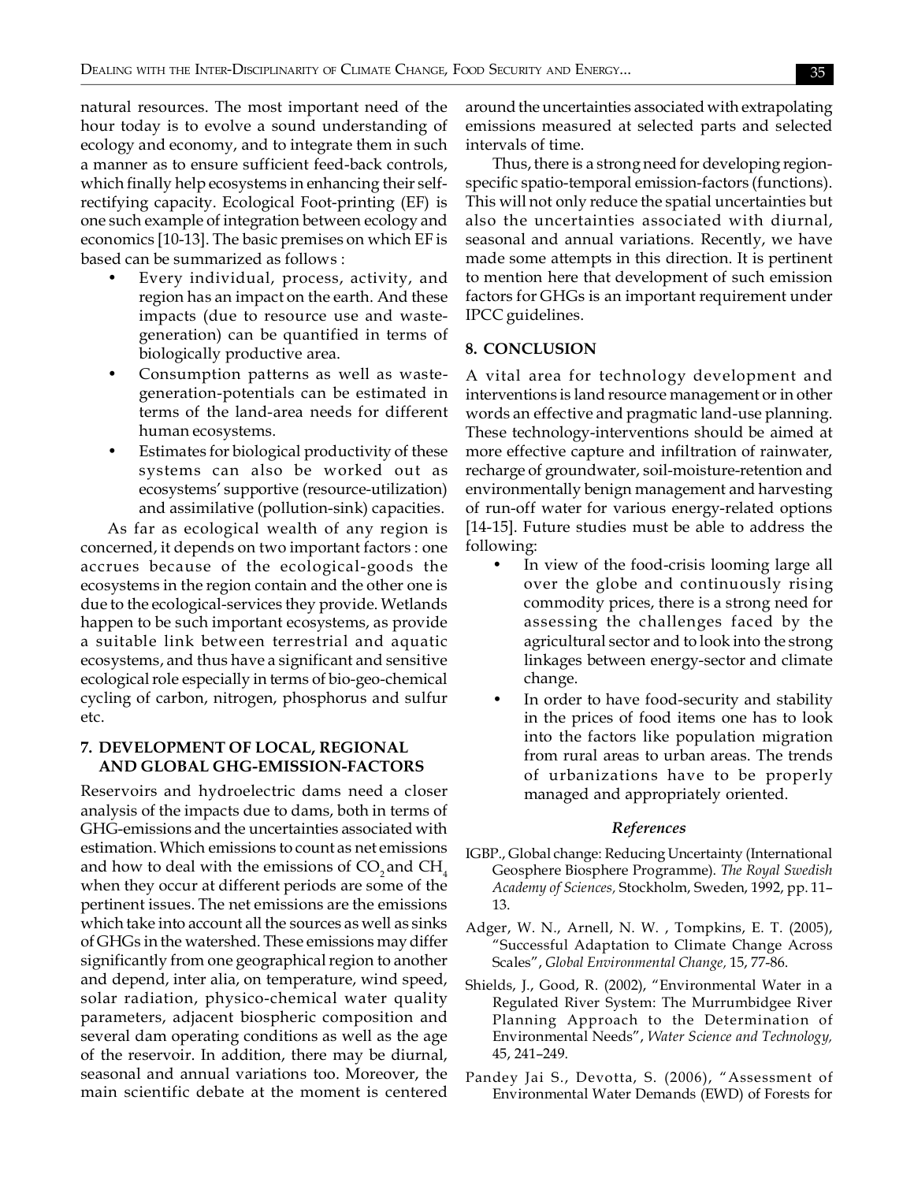natural resources. The most important need of the hour today is to evolve a sound understanding of ecology and economy, and to integrate them in such a manner as to ensure sufficient feed-back controls, which finally help ecosystems in enhancing their self-rectifying capacity. Ecological Foot-printing (EF) is one such example of integration between ecology and economics [10-13]. The basic premises on which EF is based can be summarized as follows :

- Every individual, process, activity, and region has an impact on the earth. And these impacts (due to resource use and waste-generation) can be quantified in terms of biologically productive area.
- Consumption patterns as well as waste-generation-potentials can be estimated in terms of the land-area needs for different human ecosystems.
- Estimates for biological productivity of these systems can also be worked out as ecosystems' supportive (resource-utilization) and assimilative (pollution-sink) capacities.

As far as ecological wealth of any region is concerned, it depends on two important factors : one accrues because of the ecological-goods the ecosystems in the region contain and the other one is due to the ecological-services they provide. Wetlands happen to be such important ecosystems, as provide a suitable link between terrestrial and aquatic ecosystems, and thus have a significant and sensitive ecological role especially in terms of bio-geo-chemical cycling of carbon, nitrogen, phosphorus and sulfur etc.

## 7. DEVELOPMENT OF LOCAL, REGIONAL AND GLOBAL GHG-EMISSION-FACTORS

Reservoirs and hydroelectric dams need a closer analysis of the impacts due to dams, both in terms of GHG-emissions and the uncertainties associated with estimation. Which emissions to count as net emissions and how to deal with the emissions of $CO_2$ and $CH_4$ when they occur at different periods are some of the pertinent issues. The net emissions are the emissions which take into account all the sources as well as sinks of GHGs in the watershed. These emissions may differ significantly from one geographical region to another and depend, inter alia, on temperature, wind speed, solar radiation, physico-chemical water quality parameters, adjacent biospheric composition and several dam operating conditions as well as the age of the reservoir. In addition, there may be diurnal, seasonal and annual variations too. Moreover, the main scientific debate at the moment is centered around the uncertainties associated with extrapolating emissions measured at selected parts and selected intervals of time.

Thus, there is a strong need for developing region-specific spatio-temporal emission-factors (functions). This will not only reduce the spatial uncertainties but also the uncertainties associated with diurnal, seasonal and annual variations. Recently, we have made some attempts in this direction. It is pertinent to mention here that development of such emission factors for GHGs is an important requirement under IPCC guidelines.

## 8. CONCLUSION

A vital area for technology development and interventions is land resource management or in other words an effective and pragmatic land-use planning. These technology-interventions should be aimed at more effective capture and infiltration of rainwater, recharge of groundwater, soil-moisture-retention and environmentally benign management and harvesting of run-off water for various energy-related options [14-15]. Future studies must be able to address the following:

- In view of the food-crisis looming large all over the globe and continuously rising commodity prices, there is a strong need for assessing the challenges faced by the agricultural sector and to look into the strong linkages between energy-sector and climate change.
- In order to have food-security and stability in the prices of food items one has to look into the factors like population migration from rural areas to urban areas. The trends of urbanizations have to be properly managed and appropriately oriented.

### *References*

IGBP., Global change: Reducing Uncertainty (International Geosphere Biosphere Programme). *The Royal Swedish Academy of Sciences,* Stockholm, Sweden, 1992, pp. 11–13.

Adger, W. N., Arnell, N. W. , Tompkins, E. T. (2005), "Successful Adaptation to Climate Change Across Scales", *Global Environmental Change,* 15, 77-86.

Shields, J., Good, R. (2002), "Environmental Water in a Regulated River System: The Murrumbidgee River Planning Approach to the Determination of Environmental Needs", *Water Science and Technology,* 45, 241–249.

Pandey Jai S., Devotta, S. (2006), "Assessment of Environmental Water Demands (EWD) of Forests for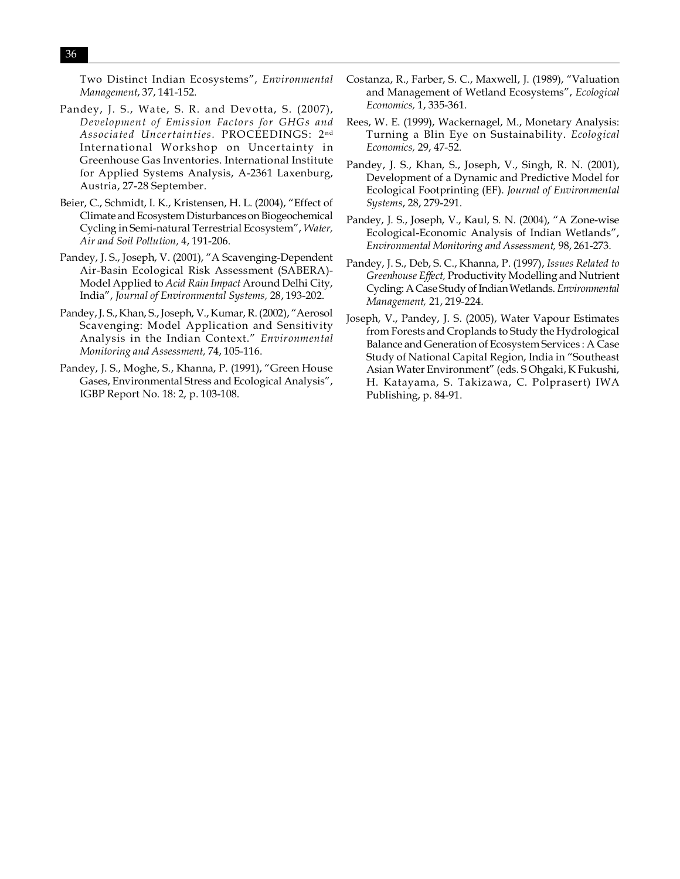Two Distinct Indian Ecosystems", *Environmental Management*, 37, 141-152.

Pandey, J. S., Wate, S. R. and Devotta, S. (2007), *Development of Emission Factors for GHGs and Associated Uncertainties.* PROCEEDINGS: 2nd International Workshop on Uncertainty in Greenhouse Gas Inventories. International Institute for Applied Systems Analysis, A-2361 Laxenburg, Austria, 27-28 September.

Beier, C., Schmidt, I. K., Kristensen, H. L. (2004), "Effect of Climate and Ecosystem Disturbances on Biogeochemical Cycling in Semi-natural Terrestrial Ecosystem", *Water, Air and Soil Pollution,* 4, 191-206.

Pandey, J. S., Joseph, V. (2001), "A Scavenging-Dependent Air-Basin Ecological Risk Assessment (SABERA)-Model Applied to *Acid Rain Impact* Around Delhi City, India", *Journal of Environmental Systems,* 28, 193-202.

Pandey, J. S., Khan, S., Joseph, V., Kumar, R. (2002), "Aerosol Scavenging: Model Application and Sensitivity Analysis in the Indian Context." *Environmental Monitoring and Assessment,* 74, 105-116.

Pandey, J. S., Moghe, S., Khanna, P. (1991), "Green House Gases, Environmental Stress and Ecological Analysis", IGBP Report No. 18: 2, p. 103-108.

Costanza, R., Farber, S. C., Maxwell, J. (1989), "Valuation and Management of Wetland Ecosystems", *Ecological Economics,* 1, 335-361.

Rees, W. E. (1999), Wackernagel, M., Monetary Analysis: Turning a Blin Eye on Sustainability. *Ecological Economics,* 29, 47-52.

Pandey, J. S., Khan, S., Joseph, V., Singh, R. N. (2001), Development of a Dynamic and Predictive Model for Ecological Footprinting (EF). *Journal of Environmental Systems*, 28, 279-291.

Pandey, J. S., Joseph, V., Kaul, S. N. (2004), "A Zone-wise Ecological-Economic Analysis of Indian Wetlands", *Environmental Monitoring and Assessment,* 98, 261-273.

Pandey, J. S., Deb, S. C., Khanna, P. (1997), *Issues Related to Greenhouse Effect,* Productivity Modelling and Nutrient Cycling: A Case Study of Indian Wetlands. *Environmental Management,* 21, 219-224.

Joseph, V., Pandey, J. S. (2005), Water Vapour Estimates from Forests and Croplands to Study the Hydrological Balance and Generation of Ecosystem Services : A Case Study of National Capital Region, India in "Southeast Asian Water Environment" (eds. S Ohgaki, K Fukushi, H. Katayama, S. Takizawa, C. Polprasert) IWA Publishing, p. 84-91.